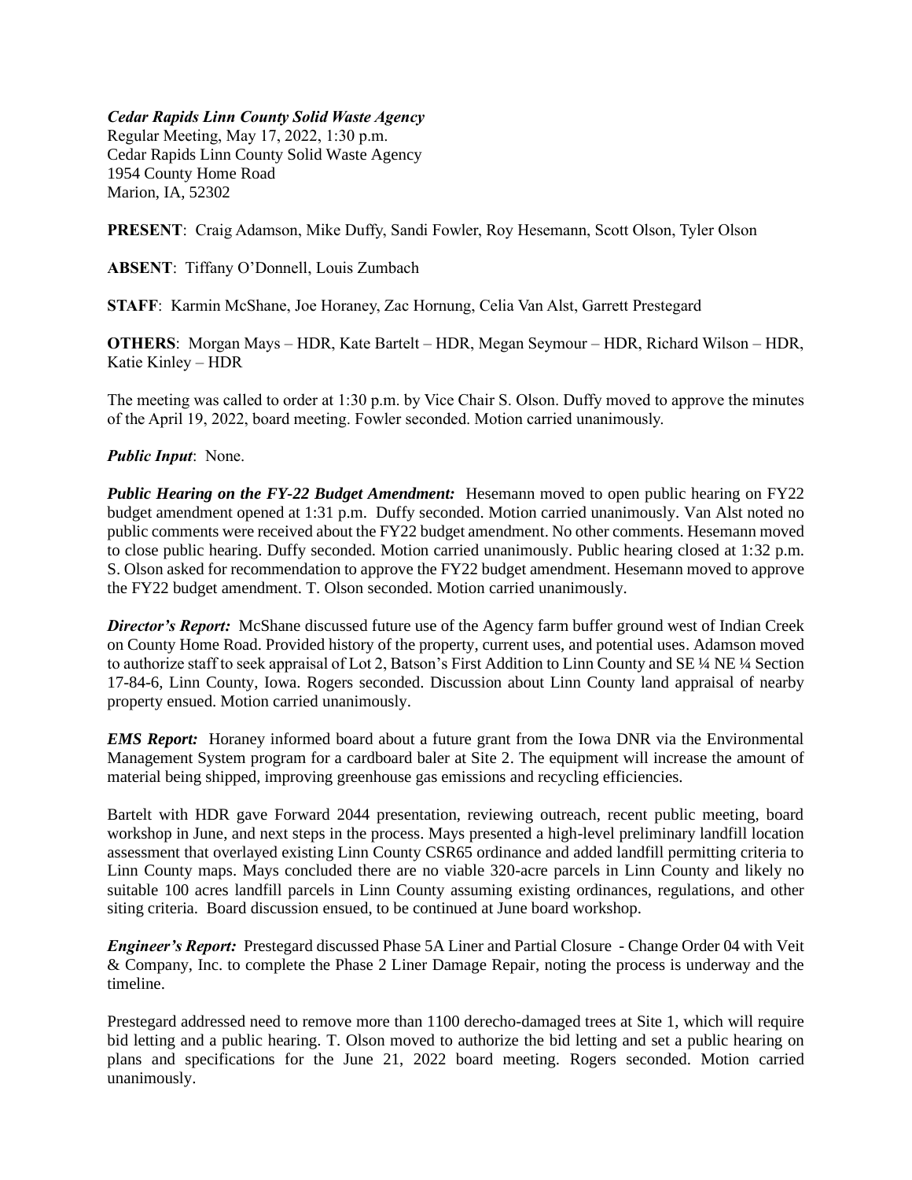***Cedar Rapids Linn County Solid Waste Agency***
Regular Meeting, May 17, 2022, 1:30 p.m.
Cedar Rapids Linn County Solid Waste Agency
1954 County Home Road
Marion, IA, 52302

**PRESENT**: Craig Adamson, Mike Duffy, Sandi Fowler, Roy Hesemann, Scott Olson, Tyler Olson

**ABSENT**: Tiffany O'Donnell, Louis Zumbach

**STAFF**: Karmin McShane, Joe Horaney, Zac Hornung, Celia Van Alst, Garrett Prestegard

**OTHERS**: Morgan Mays – HDR, Kate Bartelt – HDR, Megan Seymour – HDR, Richard Wilson – HDR, Katie Kinley – HDR

The meeting was called to order at 1:30 p.m. by Vice Chair S. Olson. Duffy moved to approve the minutes of the April 19, 2022, board meeting. Fowler seconded. Motion carried unanimously.

***Public Input***: None.

***Public Hearing on the FY-22 Budget Amendment:*** Hesemann moved to open public hearing on FY22 budget amendment opened at 1:31 p.m. Duffy seconded. Motion carried unanimously. Van Alst noted no public comments were received about the FY22 budget amendment. No other comments. Hesemann moved to close public hearing. Duffy seconded. Motion carried unanimously. Public hearing closed at 1:32 p.m. S. Olson asked for recommendation to approve the FY22 budget amendment. Hesemann moved to approve the FY22 budget amendment. T. Olson seconded. Motion carried unanimously.

***Director's Report:*** McShane discussed future use of the Agency farm buffer ground west of Indian Creek on County Home Road. Provided history of the property, current uses, and potential uses. Adamson moved to authorize staff to seek appraisal of Lot 2, Batson's First Addition to Linn County and SE ¼ NE ¼ Section 17-84-6, Linn County, Iowa. Rogers seconded. Discussion about Linn County land appraisal of nearby property ensued. Motion carried unanimously.

***EMS Report:*** Horaney informed board about a future grant from the Iowa DNR via the Environmental Management System program for a cardboard baler at Site 2. The equipment will increase the amount of material being shipped, improving greenhouse gas emissions and recycling efficiencies.

Bartelt with HDR gave Forward 2044 presentation, reviewing outreach, recent public meeting, board workshop in June, and next steps in the process. Mays presented a high-level preliminary landfill location assessment that overlayed existing Linn County CSR65 ordinance and added landfill permitting criteria to Linn County maps. Mays concluded there are no viable 320-acre parcels in Linn County and likely no suitable 100 acres landfill parcels in Linn County assuming existing ordinances, regulations, and other siting criteria. Board discussion ensued, to be continued at June board workshop.

***Engineer's Report:*** Prestegard discussed Phase 5A Liner and Partial Closure - Change Order 04 with Veit & Company, Inc. to complete the Phase 2 Liner Damage Repair, noting the process is underway and the timeline.

Prestegard addressed need to remove more than 1100 derecho-damaged trees at Site 1, which will require bid letting and a public hearing. T. Olson moved to authorize the bid letting and set a public hearing on plans and specifications for the June 21, 2022 board meeting. Rogers seconded. Motion carried unanimously.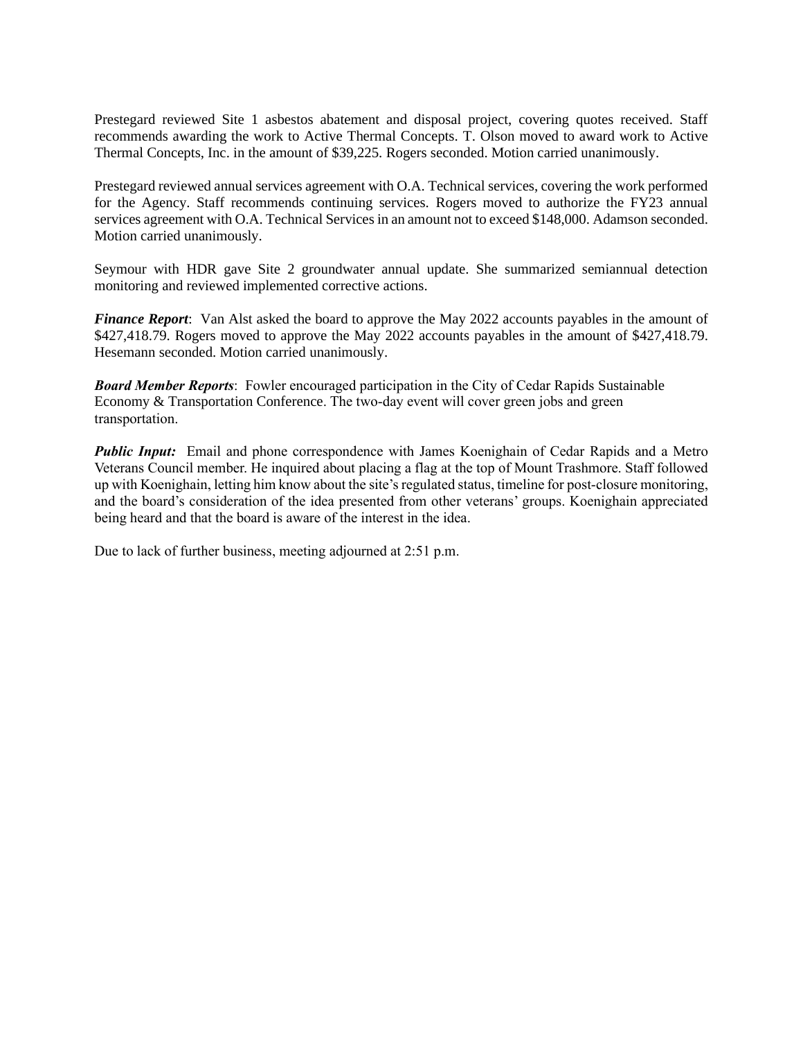Prestegard reviewed Site 1 asbestos abatement and disposal project, covering quotes received. Staff recommends awarding the work to Active Thermal Concepts. T. Olson moved to award work to Active Thermal Concepts, Inc. in the amount of $39,225. Rogers seconded. Motion carried unanimously.

Prestegard reviewed annual services agreement with O.A. Technical services, covering the work performed for the Agency. Staff recommends continuing services. Rogers moved to authorize the FY23 annual services agreement with O.A. Technical Services in an amount not to exceed $148,000. Adamson seconded. Motion carried unanimously.

Seymour with HDR gave Site 2 groundwater annual update. She summarized semiannual detection monitoring and reviewed implemented corrective actions.

***Finance Report***: Van Alst asked the board to approve the May 2022 accounts payables in the amount of $427,418.79. Rogers moved to approve the May 2022 accounts payables in the amount of $427,418.79. Hesemann seconded. Motion carried unanimously.

***Board Member Reports***: Fowler encouraged participation in the City of Cedar Rapids Sustainable Economy & Transportation Conference. The two-day event will cover green jobs and green transportation.

***Public Input:*** Email and phone correspondence with James Koenighain of Cedar Rapids and a Metro Veterans Council member. He inquired about placing a flag at the top of Mount Trashmore. Staff followed up with Koenighain, letting him know about the site's regulated status, timeline for post-closure monitoring, and the board's consideration of the idea presented from other veterans' groups. Koenighain appreciated being heard and that the board is aware of the interest in the idea.

Due to lack of further business, meeting adjourned at 2:51 p.m.